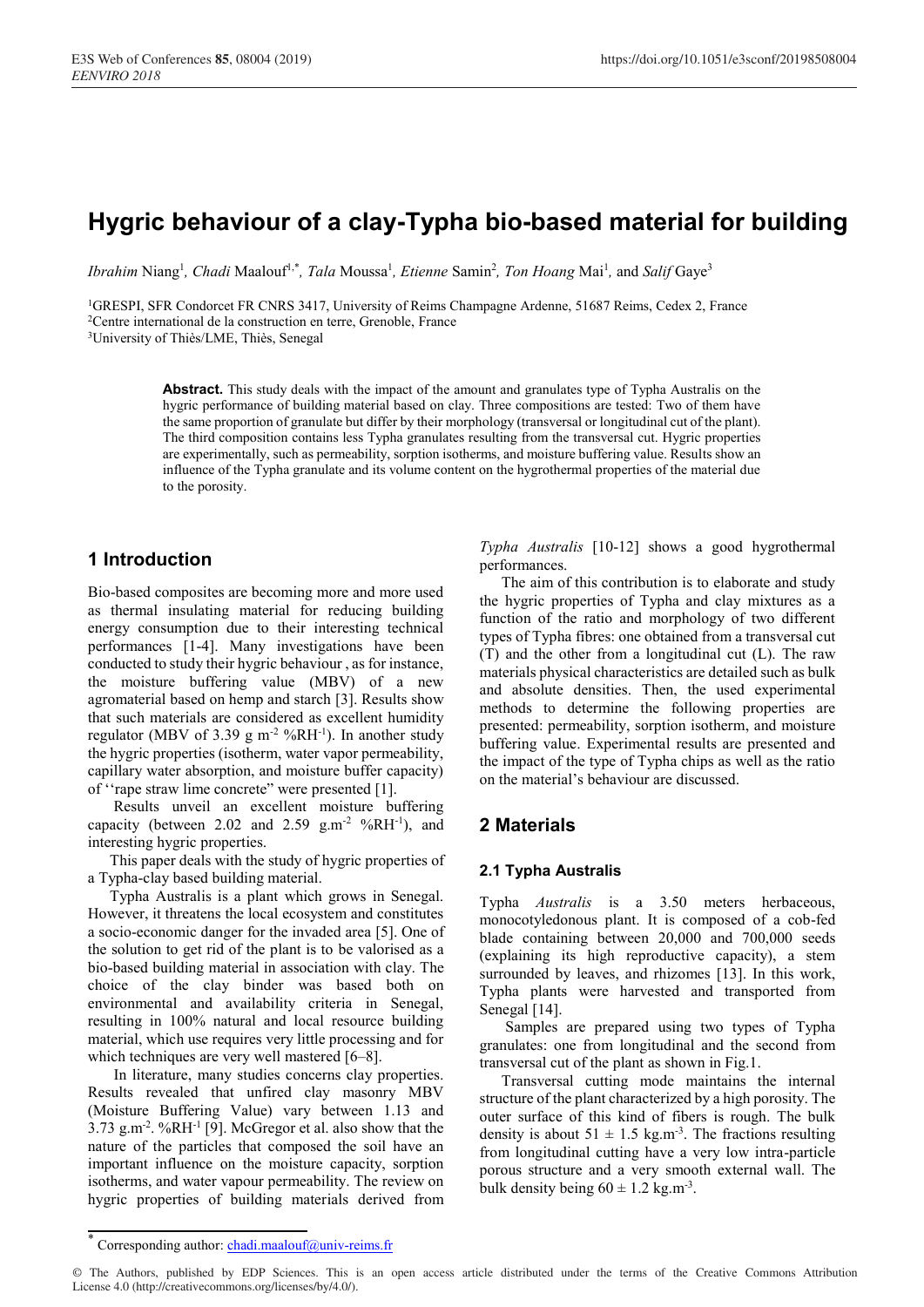# Hygric behaviour of a clay-Typha bio-based material for building

*Ibrahim* Niang[1], *Chadi* Maalouf[1,*], *Tala* Moussa[1], *Etienne* Samin[2], *Ton Hoang* Mai[1], and *Salif* Gaye[3]

[1]GRESPI, SFR Condorcet FR CNRS 3417, University of Reims Champagne Ardenne, 51687 Reims, Cedex 2, France

[2]Centre international de la construction en terre, Grenoble, France

[3]University of Thiès/LME, Thiès, Senegal

**Abstract.** This study deals with the impact of the amount and granulates type of Typha Australis on the hygric performance of building material based on clay. Three compositions are tested: Two of them have the same proportion of granulate but differ by their morphology (transversal or longitudinal cut of the plant). The third composition contains less Typha granulates resulting from the transversal cut. Hygric properties are experimentally, such as permeability, sorption isotherms, and moisture buffering value. Results show an influence of the Typha granulate and its volume content on the hygrothermal properties of the material due to the porosity.

## 1 Introduction

Bio-based composites are becoming more and more used as thermal insulating material for reducing building energy consumption due to their interesting technical performances [1-4]. Many investigations have been conducted to study their hygric behaviour , as for instance, the moisture buffering value (MBV) of a new agromaterial based on hemp and starch [3]. Results show that such materials are considered as excellent humidity regulator (MBV of 3.39 g $m^{-2}$ $\%RH^{-1}$). In another study the hygric properties (isotherm, water vapor permeability, capillary water absorption, and moisture buffer capacity) of ''rape straw lime concrete" were presented [1].

Results unveil an excellent moisture buffering capacity (between 2.02 and 2.59 $g.m^{-2}$ $\%RH^{-1}$), and interesting hygric properties.

This paper deals with the study of hygric properties of a Typha-clay based building material.

Typha Australis is a plant which grows in Senegal. However, it threatens the local ecosystem and constitutes a socio-economic danger for the invaded area [5]. One of the solution to get rid of the plant is to be valorised as a bio-based building material in association with clay. The choice of the clay binder was based both on environmental and availability criteria in Senegal, resulting in 100% natural and local resource building material, which use requires very little processing and for which techniques are very well mastered [6–8].

In literature, many studies concerns clay properties. Results revealed that unfired clay masonry MBV (Moisture Buffering Value) vary between 1.13 and 3.73 $g.m^{-2}$. $\%RH^{-1}$ [9]. McGregor et al. also show that the nature of the particles that composed the soil have an important influence on the moisture capacity, sorption isotherms, and water vapour permeability. The review on hygric properties of building materials derived from *Typha Australis* [10-12] shows a good hygrothermal performances.

The aim of this contribution is to elaborate and study the hygric properties of Typha and clay mixtures as a function of the ratio and morphology of two different types of Typha fibres: one obtained from a transversal cut (T) and the other from a longitudinal cut (L). The raw materials physical characteristics are detailed such as bulk and absolute densities. Then, the used experimental methods to determine the following properties are presented: permeability, sorption isotherm, and moisture buffering value. Experimental results are presented and the impact of the type of Typha chips as well as the ratio on the material's behaviour are discussed.

## 2 Materials

### 2.1 Typha Australis

Typha *Australis* is a 3.50 meters herbaceous, monocotyledonous plant. It is composed of a cob-fed blade containing between 20,000 and 700,000 seeds (explaining its high reproductive capacity), a stem surrounded by leaves, and rhizomes [13]. In this work, Typha plants were harvested and transported from Senegal [14].

Samples are prepared using two types of Typha granulates: one from longitudinal and the second from transversal cut of the plant as shown in Fig.1.

Transversal cutting mode maintains the internal structure of the plant characterized by a high porosity. The outer surface of this kind of fibers is rough. The bulk density is about 51 ± 1.5 $kg.m^{-3}$. The fractions resulting from longitudinal cutting have a very low intra-particle porous structure and a very smooth external wall. The bulk density being 60 ± 1.2 $kg.m^{-3}$.

---

* Corresponding author: chadi.maalouf@univ-reims.fr

© The Authors, published by EDP Sciences. This is an open access article distributed under the terms of the Creative Commons Attribution License 4.0 (http://creativecommons.org/licenses/by/4.0/).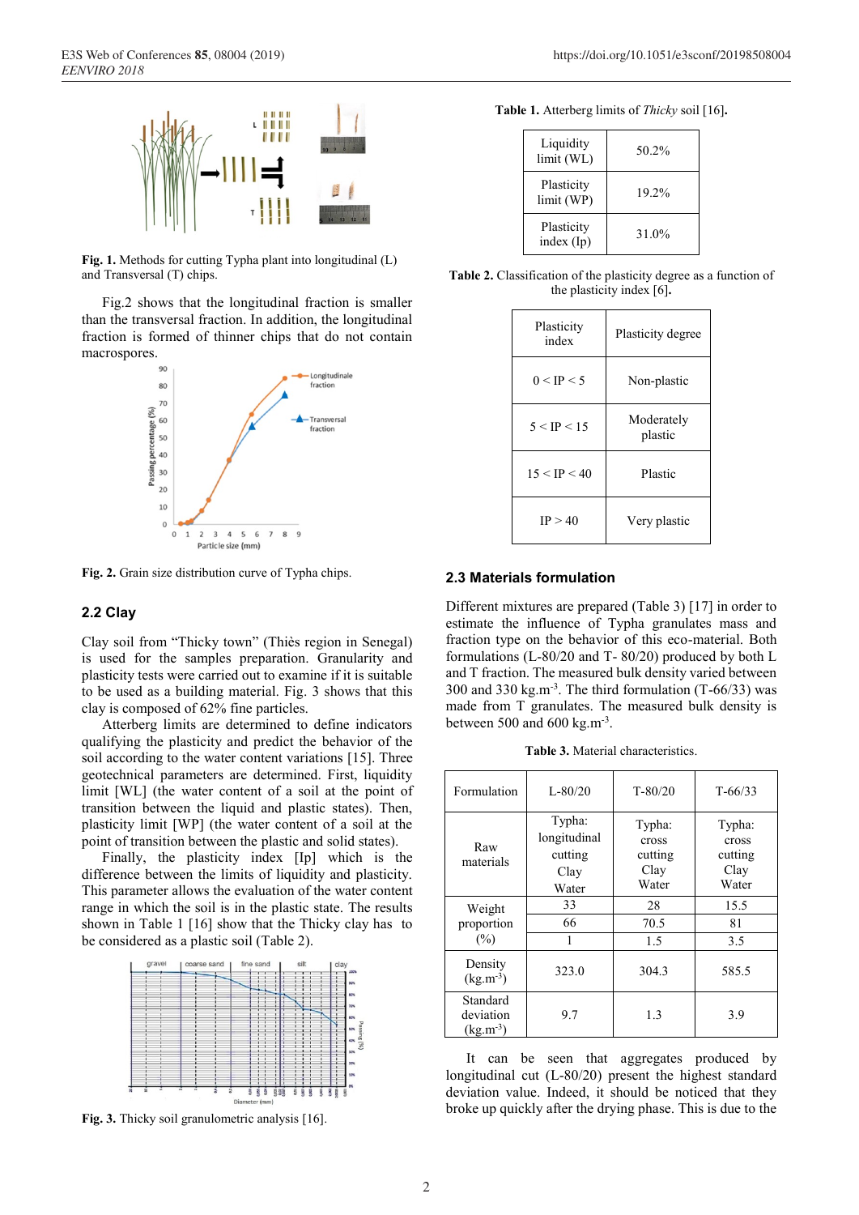Fig. 1. Methods for cutting Typha plant into longitudinal (L) and Transversal (T) chips.

Fig.2 shows that the longitudinal fraction is smaller than the transversal fraction. In addition, the longitudinal fraction is formed of thinner chips that do not contain macrospores.

Fig. 2. Grain size distribution curve of Typha chips.

## 2.2 Clay

Clay soil from "Thicky town" (Thiès region in Senegal) is used for the samples preparation. Granularity and plasticity tests were carried out to examine if it is suitable to be used as a building material. Fig. 3 shows that this clay is composed of 62% fine particles.

Atterberg limits are determined to define indicators qualifying the plasticity and predict the behavior of the soil according to the water content variations [15]. Three geotechnical parameters are determined. First, liquidity limit [WL] (the water content of a soil at the point of transition between the liquid and plastic states). Then, plasticity limit [WP] (the water content of a soil at the point of transition between the plastic and solid states).

Finally, the plasticity index [Ip] which is the difference between the limits of liquidity and plasticity. This parameter allows the evaluation of the water content range in which the soil is in the plastic state. The results shown in Table 1 [16] show that the Thicky clay has to be considered as a plastic soil (Table 2).

Fig. 3. Thicky soil granulometric analysis [16].

**Table 1.** Atterberg limits of *Thicky* soil [16].

| | |
|---|---|
| Liquidity limit (WL) | 50.2% |
| Plasticity limit (WP) | 19.2% |
| Plasticity index (Ip) | 31.0% |

**Table 2.** Classification of the plasticity degree as a function of the plasticity index [6].

| Plasticity index | Plasticity degree |
|---|---|
| 0 < IP < 5 | Non-plastic |
| 5 < IP < 15 | Moderately plastic |
| 15 < IP < 40 | Plastic |
| IP > 40 | Very plastic |

## 2.3 Materials formulation

Different mixtures are prepared (Table 3) [17] in order to estimate the influence of Typha granulates mass and fraction type on the behavior of this eco-material. Both formulations (L-80/20 and T- 80/20) produced by both L and T fraction. The measured bulk density varied between 300 and 330 kg.m$^{-3}$. The third formulation (T-66/33) was made from T granulates. The measured bulk density is between 500 and 600 kg.m$^{-3}$.

**Table 3.** Material characteristics.

| Formulation | L-80/20 | T-80/20 | T-66/33 |
|---|---|---|---|
| Raw materials | Typha: longitudinal cutting<br>Clay<br>Water | Typha: cross cutting<br>Clay<br>Water | Typha: cross cutting<br>Clay<br>Water |
| Weight proportion (%) | 33<br>66<br>1 | 28<br>70.5<br>1.5 | 15.5<br>81<br>3.5 |
| Density (kg.m$^{-3}$) | 323.0 | 304.3 | 585.5 |
| Standard deviation (kg.m$^{-3}$) | 9.7 | 1.3 | 3.9 |

It can be seen that aggregates produced by longitudinal cut (L-80/20) present the highest standard deviation value. Indeed, it should be noticed that they broke up quickly after the drying phase. This is due to the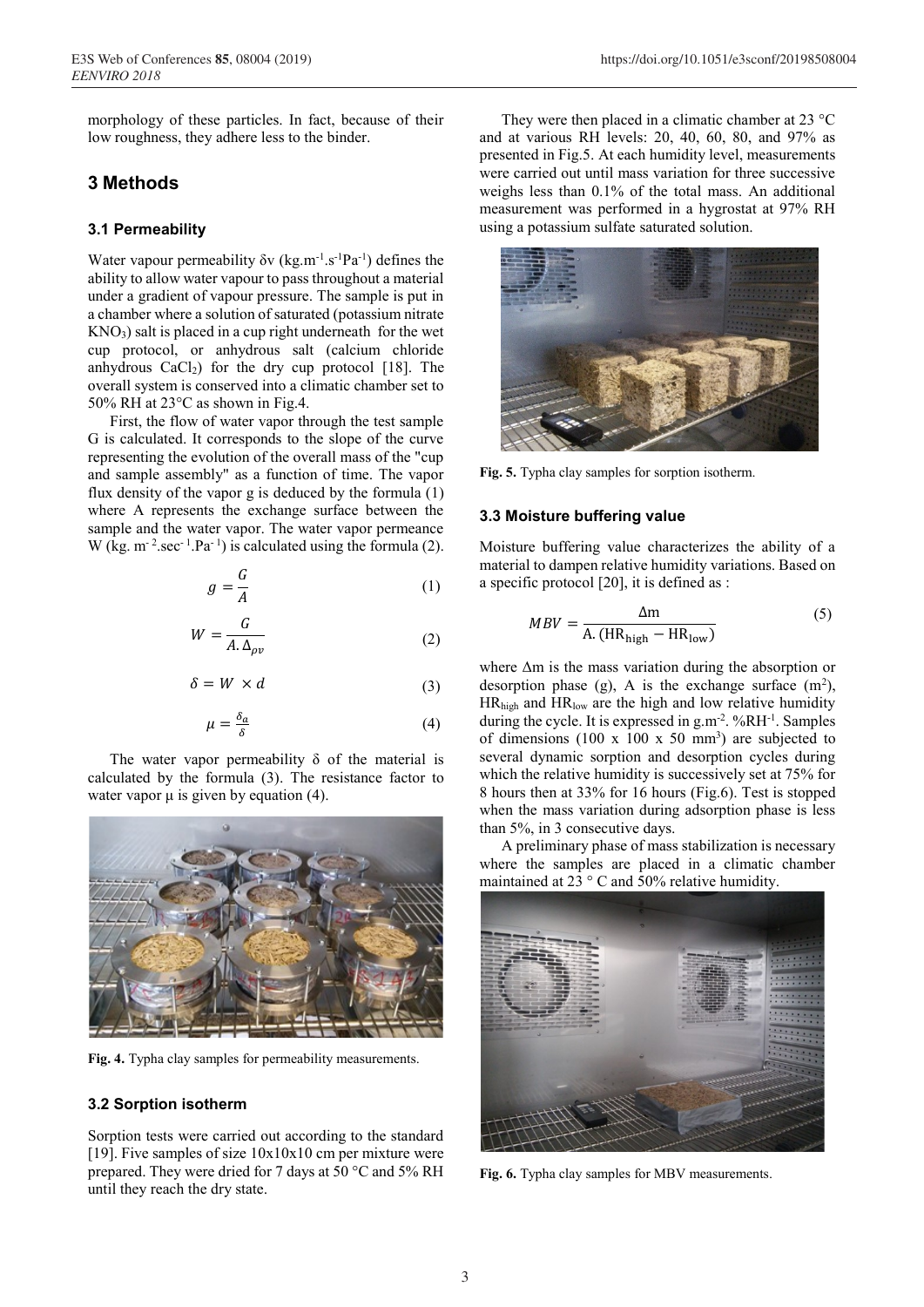morphology of these particles. In fact, because of their low roughness, they adhere less to the binder.

# 3 Methods

## 3.1 Permeability

Water vapour permeability δv ($kg.m^{-1}.s^{-1}Pa^{-1}$) defines the ability to allow water vapour to pass throughout a material under a gradient of vapour pressure. The sample is put in a chamber where a solution of saturated (potassium nitrate $KNO_3$) salt is placed in a cup right underneath for the wet cup protocol, or anhydrous salt (calcium chloride anhydrous $CaCl_2$) for the dry cup protocol [18]. The overall system is conserved into a climatic chamber set to 50% RH at 23°C as shown in Fig.4.

First, the flow of water vapor through the test sample G is calculated. It corresponds to the slope of the curve representing the evolution of the overall mass of the "cup and sample assembly" as a function of time. The vapor flux density of the vapor g is deduced by the formula (1) where A represents the exchange surface between the sample and the water vapor. The water vapor permeance W ($kg.\ m^{-2}.sec^{-1}.Pa^{-1}$) is calculated using the formula (2).

$$g = \frac{G}{A} \quad (1)$$

$$W = \frac{G}{A.\Delta_{\rho v}} \quad (2)$$

$$\delta = W \times d \quad (3)$$

$$\mu = \frac{\delta_a}{\delta} \quad (4)$$

The water vapor permeability δ of the material is calculated by the formula (3). The resistance factor to water vapor μ is given by equation (4).

**Fig. 4.** Typha clay samples for permeability measurements.

## 3.2 Sorption isotherm

Sorption tests were carried out according to the standard [19]. Five samples of size 10x10x10 cm per mixture were prepared. They were dried for 7 days at 50 °C and 5% RH until they reach the dry state.

They were then placed in a climatic chamber at 23 °C and at various RH levels: 20, 40, 60, 80, and 97% as presented in Fig.5. At each humidity level, measurements were carried out until mass variation for three successive weighs less than 0.1% of the total mass. An additional measurement was performed in a hygrostat at 97% RH using a potassium sulfate saturated solution.

**Fig. 5.** Typha clay samples for sorption isotherm.

## 3.3 Moisture buffering value

Moisture buffering value characterizes the ability of a material to dampen relative humidity variations. Based on a specific protocol [20], it is defined as :

$$MBV = \frac{\Delta m}{A.(HR_{high} - HR_{low})} \quad (5)$$

where Δm is the mass variation during the absorption or desorption phase (g), A is the exchange surface ($m^2$), $HR_{high}$ and $HR_{low}$ are the high and low relative humidity during the cycle. It is expressed in $g.m^{-2}.\%RH^{-1}$. Samples of dimensions (100 x 100 x 50 $mm^3$) are subjected to several dynamic sorption and desorption cycles during which the relative humidity is successively set at 75% for 8 hours then at 33% for 16 hours (Fig.6). Test is stopped when the mass variation during adsorption phase is less than 5%, in 3 consecutive days.

A preliminary phase of mass stabilization is necessary where the samples are placed in a climatic chamber maintained at 23 ° C and 50% relative humidity.

**Fig. 6.** Typha clay samples for MBV measurements.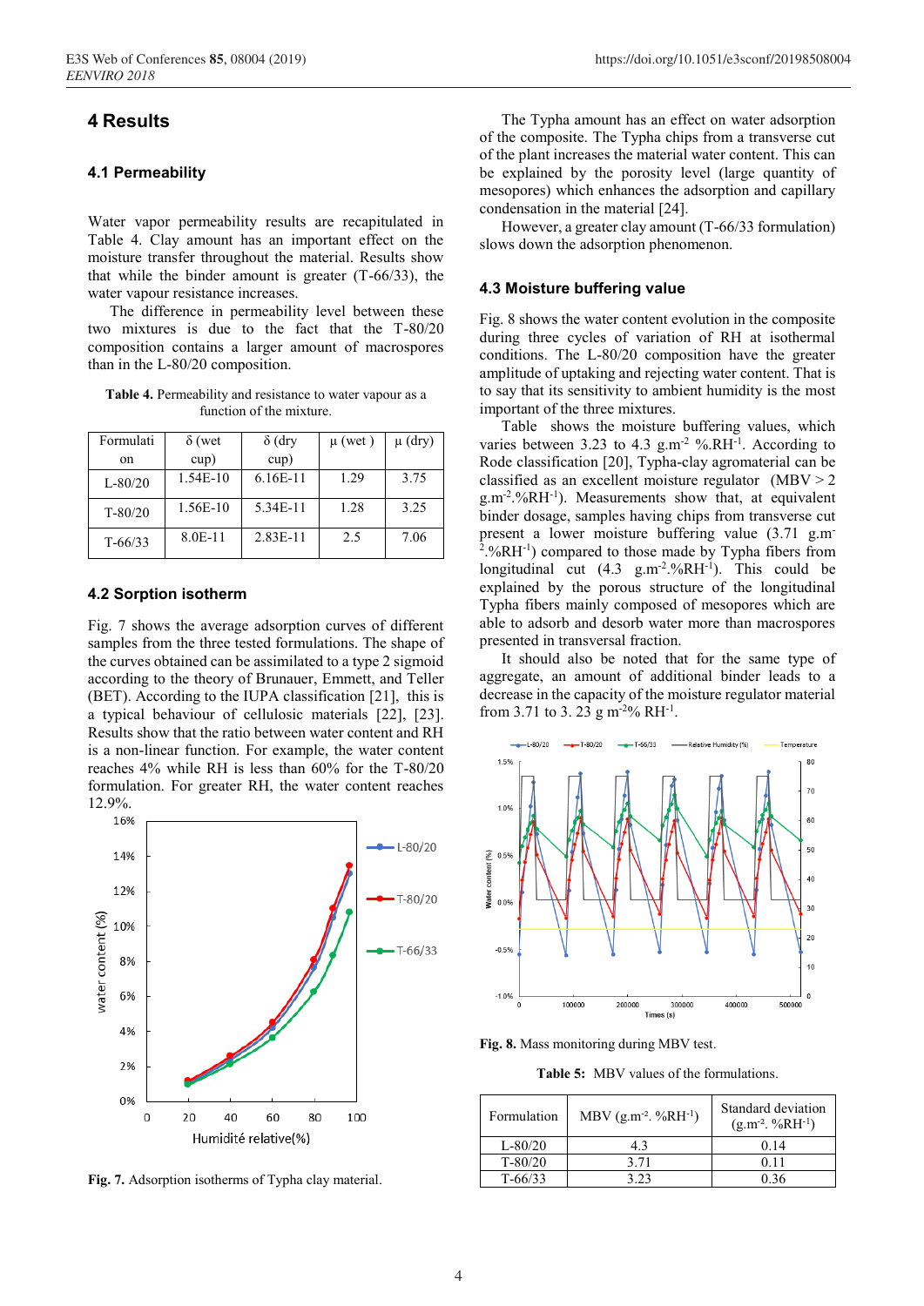# 4 Results

## 4.1 Permeability

Water vapor permeability results are recapitulated in Table 4. Clay amount has an important effect on the moisture transfer throughout the material. Results show that while the binder amount is greater (T-66/33), the water vapour resistance increases.

The difference in permeability level between these two mixtures is due to the fact that the T-80/20 composition contains a larger amount of macropores than in the L-80/20 composition.

**Table 4.** Permeability and resistance to water vapour as a function of the mixture.

| Formulation | δ (wet cup) | δ (dry cup) | μ (wet ) | μ (dry) |
|---|---|---|---|---|
| L-80/20 | 1.54E-10 | 6.16E-11 | 1.29 | 3.75 |
| T-80/20 | 1.56E-10 | 5.34E-11 | 1.28 | 3.25 |
| T-66/33 | 8.0E-11 | 2.83E-11 | 2.5 | 7.06 |

## 4.2 Sorption isotherm

Fig. 7 shows the average adsorption curves of different samples from the three tested formulations. The shape of the curves obtained can be assimilated to a type 2 sigmoid according to the theory of Brunauer, Emmett, and Teller (BET). According to the IUPA classification [21], this is a typical behaviour of cellulosic materials [22], [23]. Results show that the ratio between water content and RH is a non-linear function. For example, the water content reaches 4% while RH is less than 60% for the T-80/20 formulation. For greater RH, the water content reaches 12.9%.

**Fig. 7.** Adsorption isotherms of Typha clay material.

The Typha amount has an effect on water adsorption of the composite. The Typha chips from a transverse cut of the plant increases the material water content. This can be explained by the porosity level (large quantity of mesopores) which enhances the adsorption and capillary condensation in the material [24].

However, a greater clay amount (T-66/33 formulation) slows down the adsorption phenomenon.

## 4.3 Moisture buffering value

Fig. 8 shows the water content evolution in the composite during three cycles of variation of RH at isothermal conditions. The L-80/20 composition have the greater amplitude of uptaking and rejecting water content. That is to say that its sensitivity to ambient humidity is the most important of the three mixtures.

Table shows the moisture buffering values, which varies between 3.23 to 4.3 g.m$^{-2}$ %.RH$^{-1}$. According to Rode classification [20], Typha-clay agromaterial can be classified as an excellent moisture regulator (MBV > 2 g.m$^{-2}$.%RH$^{-1}$). Measurements show that, at equivalent binder dosage, samples having chips from transverse cut present a lower moisture buffering value (3.71 g.m$^{-2}$.%RH$^{-1}$) compared to those made by Typha fibers from longitudinal cut (4.3 g.m$^{-2}$.%RH$^{-1}$). This could be explained by the porous structure of the longitudinal Typha fibers mainly composed of mesopores which are able to adsorb and desorb water more than macrospores presented in transversal fraction.

It should also be noted that for the same type of aggregate, an amount of additional binder leads to a decrease in the capacity of the moisture regulator material from 3.71 to 3. 23 g m$^{-2}$% RH$^{-1}$.

**Fig. 8.** Mass monitoring during MBV test.

**Table 5:** MBV values of the formulations.

| Formulation | MBV (g.m$^{-2}$. %RH$^{-1}$) | Standard deviation (g.m$^{-2}$. %RH$^{-1}$) |
|---|---|---|
| L-80/20 | 4.3 | 0.14 |
| T-80/20 | 3.71 | 0.11 |
| T-66/33 | 3.23 | 0.36 |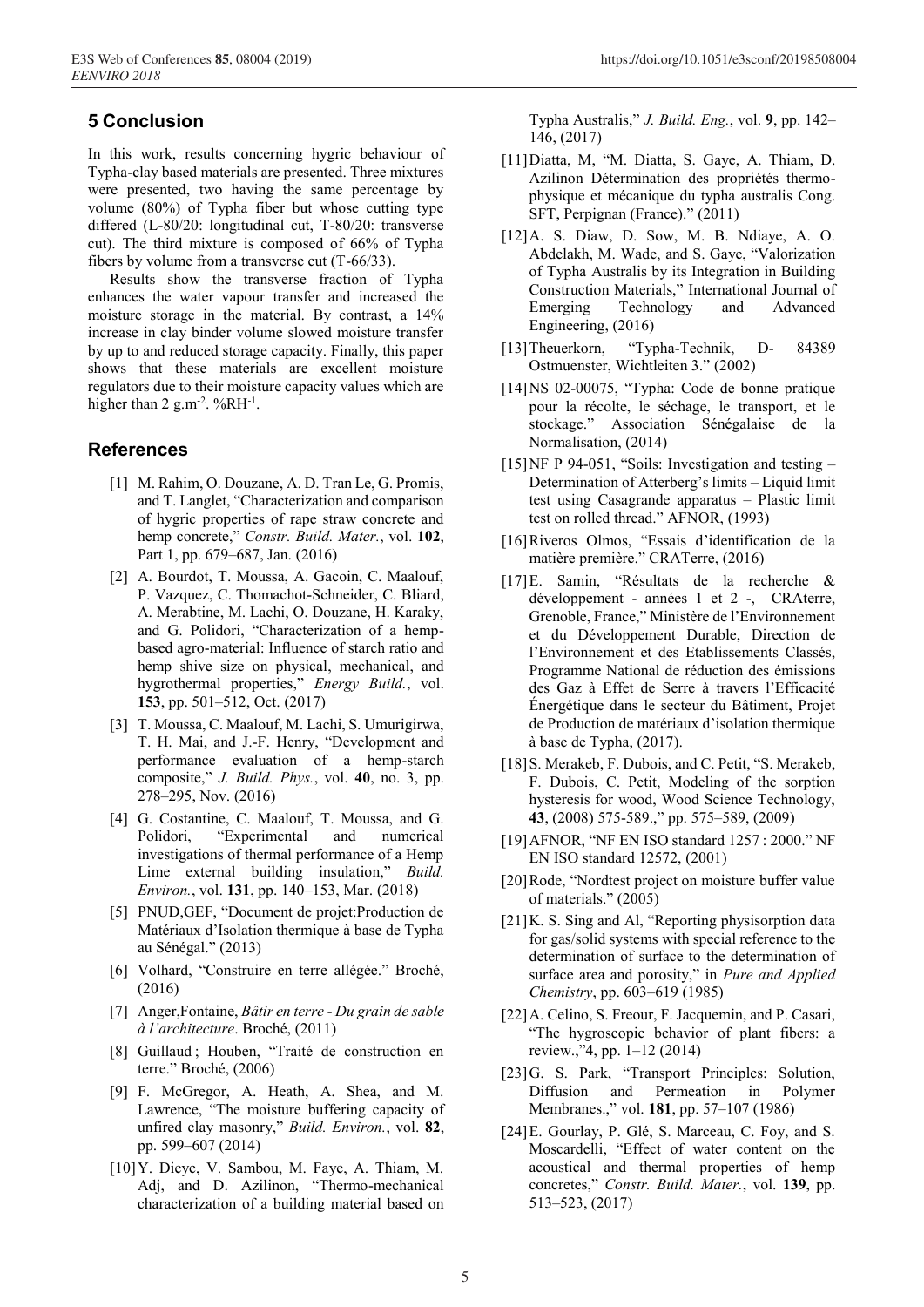## 5 Conclusion

In this work, results concerning hygric behaviour of Typha-clay based materials are presented. Three mixtures were presented, two having the same percentage by volume (80%) of Typha fiber but whose cutting type differed (L-80/20: longitudinal cut, T-80/20: transverse cut). The third mixture is composed of 66% of Typha fibers by volume from a transverse cut (T-66/33).

Results show the transverse fraction of Typha enhances the water vapour transfer and increased the moisture storage in the material. By contrast, a 14% increase in clay binder volume slowed moisture transfer by up to and reduced storage capacity. Finally, this paper shows that these materials are excellent moisture regulators due to their moisture capacity values which are higher than 2 $g.m^{-2}.\ \%RH^{-1}$.

## References

[1] M. Rahim, O. Douzane, A. D. Tran Le, G. Promis, and T. Langlet, "Characterization and comparison of hygric properties of rape straw concrete and hemp concrete," *Constr. Build. Mater.*, vol. **102**, Part 1, pp. 679–687, Jan. (2016)

[2] A. Bourdot, T. Moussa, A. Gacoin, C. Maalouf, P. Vazquez, C. Thomachot-Schneider, C. Bliard, A. Merabtine, M. Lachi, O. Douzane, H. Karaky, and G. Polidori, "Characterization of a hemp-based agro-material: Influence of starch ratio and hemp shive size on physical, mechanical, and hygrothermal properties," *Energy Build.*, vol. **153**, pp. 501–512, Oct. (2017)

[3] T. Moussa, C. Maalouf, M. Lachi, S. Umurigirwa, T. H. Mai, and J.-F. Henry, "Development and performance evaluation of a hemp-starch composite," *J. Build. Phys.*, vol. **40**, no. 3, pp. 278–295, Nov. (2016)

[4] G. Costantine, C. Maalouf, T. Moussa, and G. Polidori, "Experimental and numerical investigations of thermal performance of a Hemp Lime external building insulation," *Build. Environ.*, vol. **131**, pp. 140–153, Mar. (2018)

[5] PNUD,GEF, "Document de projet:Production de Matériaux d'Isolation thermique à base de Typha au Sénégal." (2013)

[6] Volhard, "Construire en terre allégée." Broché, (2016)

[7] Anger,Fontaine, *Bâtir en terre - Du grain de sable à l'architecture*. Broché, (2011)

[8] Guillaud ; Houben, "Traité de construction en terre." Broché, (2006)

[9] F. McGregor, A. Heath, A. Shea, and M. Lawrence, "The moisture buffering capacity of unfired clay masonry," *Build. Environ.*, vol. **82**, pp. 599–607 (2014)

[10] Y. Dieye, V. Sambou, M. Faye, A. Thiam, M. Adj, and D. Azilinon, "Thermo-mechanical characterization of a building material based on Typha Australis," *J. Build. Eng.*, vol. **9**, pp. 142–146, (2017)

[11] Diatta, M, "M. Diatta, S. Gaye, A. Thiam, D. Azilinon Détermination des propriétés thermo-physique et mécanique du typha australis Cong. SFT, Perpignan (France)." (2011)

[12] A. S. Diaw, D. Sow, M. B. Ndiaye, A. O. Abdelakh, M. Wade, and S. Gaye, "Valorization of Typha Australis by its Integration in Building Construction Materials," International Journal of Emerging Technology and Advanced Engineering, (2016)

[13] Theuerkorn, "Typha-Technik, D- 84389 Ostmuenster, Wichtleiten 3." (2002)

[14] NS 02-00075, "Typha: Code de bonne pratique pour la récolte, le séchage, le transport, et le stockage." Association Sénégalaise de la Normalisation, (2014)

[15] NF P 94-051, "Soils: Investigation and testing – Determination of Atterberg's limits – Liquid limit test using Casagrande apparatus – Plastic limit test on rolled thread." AFNOR, (1993)

[16] Riveros Olmos, "Essais d'identification de la matière première." CRATerre, (2016)

[17] E. Samin, "Résultats de la recherche & développement - années 1 et 2 -, CRAterre, Grenoble, France," Ministère de l'Environnement et du Développement Durable, Direction de l'Environnement et des Etablissements Classés, Programme National de réduction des émissions des Gaz à Effet de Serre à travers l'Efficacité Énergétique dans le secteur du Bâtiment, Projet de Production de matériaux d'isolation thermique à base de Typha, (2017).

[18] S. Merakeb, F. Dubois, and C. Petit, "S. Merakeb, F. Dubois, C. Petit, Modeling of the sorption hysteresis for wood, Wood Science Technology, **43**, (2008) 575-589.," pp. 575–589, (2009)

[19] AFNOR, "NF EN ISO standard 1257 : 2000." NF EN ISO standard 12572, (2001)

[20] Rode, "Nordtest project on moisture buffer value of materials." (2005)

[21] K. S. Sing and Al, "Reporting physisorption data for gas/solid systems with special reference to the determination of surface to the determination of surface area and porosity," in *Pure and Applied Chemistry*, pp. 603–619 (1985)

[22] A. Celino, S. Freour, F. Jacquemin, and P. Casari, "The hygroscopic behavior of plant fibers: a review.,"4, pp. 1–12 (2014)

[23] G. S. Park, "Transport Principles: Solution, Diffusion and Permeation in Polymer Membranes.," vol. **181**, pp. 57–107 (1986)

[24] E. Gourlay, P. Glé, S. Marceau, C. Foy, and S. Moscardelli, "Effect of water content on the acoustical and thermal properties of hemp concretes," *Constr. Build. Mater.*, vol. **139**, pp. 513–523, (2017)